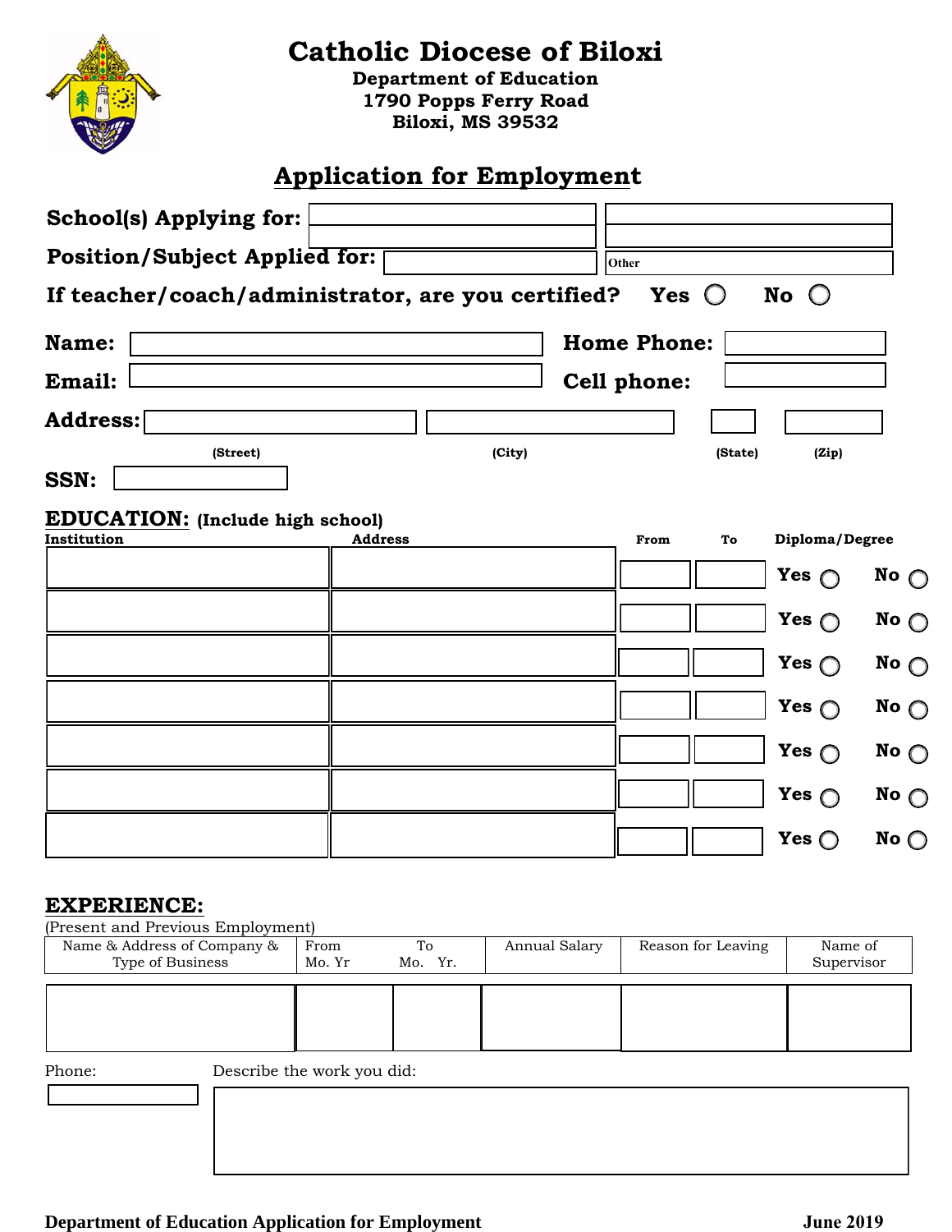# Catholic Diocese of Biloxi

**Department of Education**
**1790 Popps Ferry Road**
**Biloxi, MS 39532**

## Application for Employment

**School(s) Applying for:** ________________ ________________

**Position/Subject Applied for:** ________________ Other ________________

**If teacher/coach/administrator, are you certified?** Yes ○ No ○

**Name:** ________________ **Home Phone:** ________________

**Email:** ________________ **Cell phone:** ________________

**Address:** ________________ ________________ ________ ________

(Street) (City) (State) (Zip)

**SSN:** ________________

**EDUCATION: (Include high school)**

| Institution | Address | From | To | Diploma/Degree |
|---|---|---|---|---|
| | | | | Yes ○ No ○ |
| | | | | Yes ○ No ○ |
| | | | | Yes ○ No ○ |
| | | | | Yes ○ No ○ |
| | | | | Yes ○ No ○ |
| | | | | Yes ○ No ○ |
| | | | | Yes ○ No ○ |

**EXPERIENCE:**

(Present and Previous Employment)

| Name & Address of Company & Type of Business | From Mo. Yr | To Mo. Yr. | Annual Salary | Reason for Leaving | Name of Supervisor |
|---|---|---|---|---|---|
| | | | | | |

Phone: ________________

Describe the work you did: ________________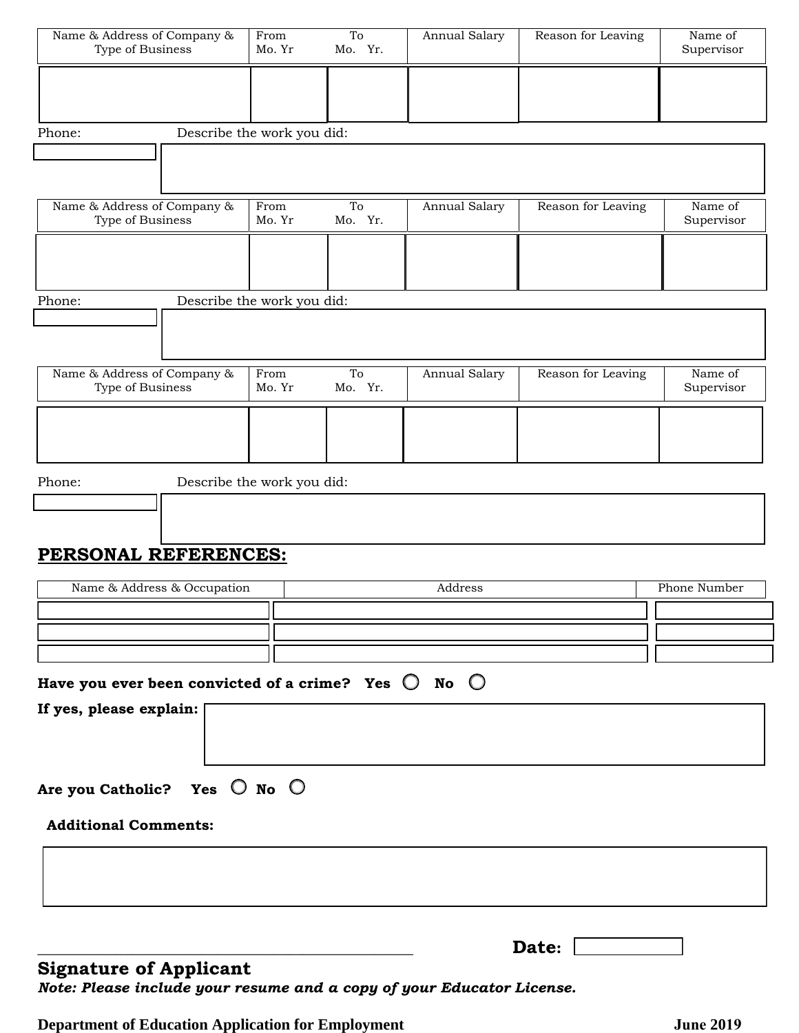| Name & Address of Company & Type of Business | From Mo. Yr | To Mo. Yr. | Annual Salary | Reason for Leaving | Name of Supervisor |
|---|---|---|---|---|---|
| | | | | | |

Phone: Describe the work you did:

| Name & Address of Company & Type of Business | From Mo. Yr | To Mo. Yr. | Annual Salary | Reason for Leaving | Name of Supervisor |
|---|---|---|---|---|---|
| | | | | | |

Phone: Describe the work you did:

| Name & Address of Company & Type of Business | From Mo. Yr | To Mo. Yr. | Annual Salary | Reason for Leaving | Name of Supervisor |
|---|---|---|---|---|---|
| | | | | | |

Phone: Describe the work you did:

## PERSONAL REFERENCES:

| Name & Address & Occupation | Address | Phone Number |
|---|---|---|
| | | |
| | | |
| | | |

**Have you ever been convicted of a crime? Yes ○ No ○**

**If yes, please explain:**

**Are you Catholic? Yes ○ No ○**

**Additional Comments:**

\_\_\_\_\_\_\_\_\_\_\_\_\_\_\_\_\_\_\_\_\_\_\_\_\_\_\_\_\_\_\_\_\_\_\_\_\_\_\_\_\_\_\_\_ **Date:**

**Signature of Applicant**

***Note: Please include your resume and a copy of your Educator License.***

**Department of Education Application for Employment** **June 2019**